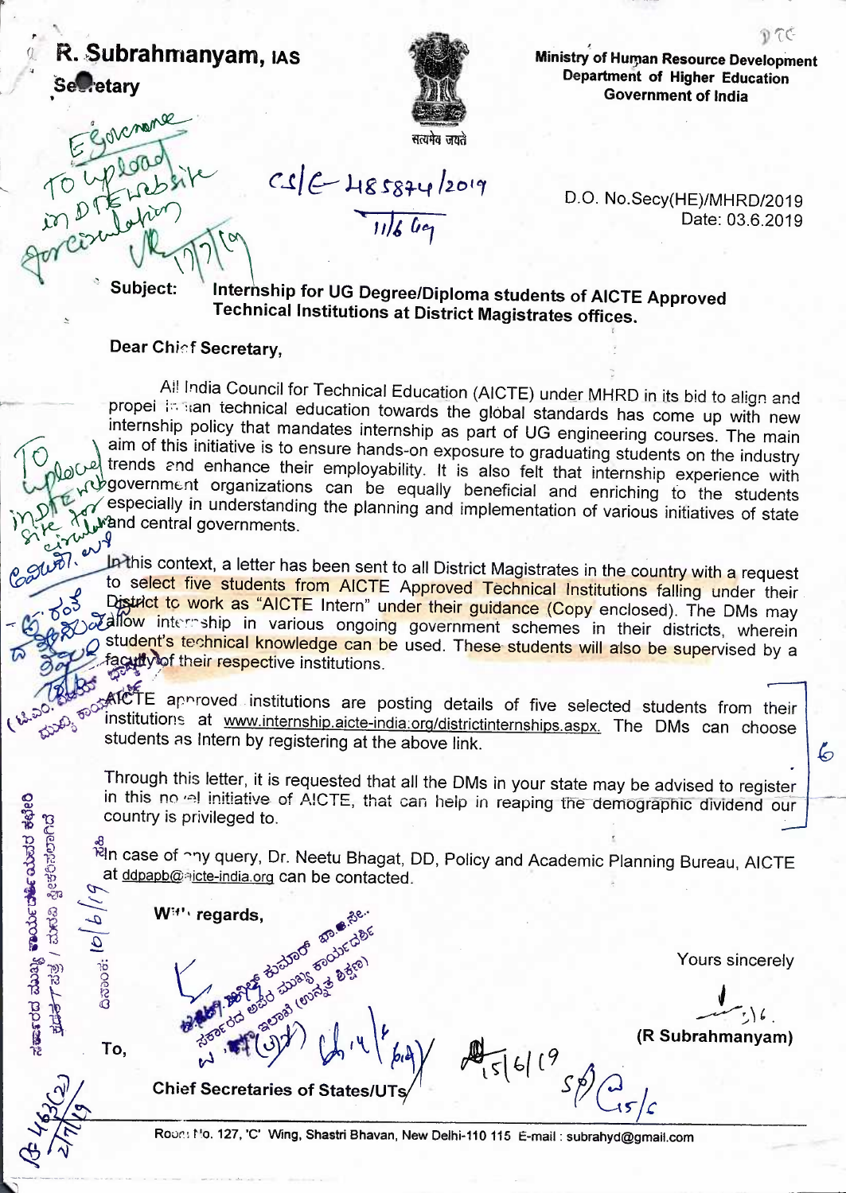**R. Subrahmanyam, IAS**
**Secretary**

सत्यमेव जयते

**Ministry of Human Resource Development**
**Department of Higher Education**
**Government of India**

D.O. No.Secy(HE)/MHRD/2019
Date: 03.6.2019

**Subject:** **Internship for UG Degree/Diploma students of AICTE Approved Technical Institutions at District Magistrates offices.**

**Dear Chief Secretary,**

All India Council for Technical Education (AICTE) under MHRD in its bid to align and propel Indian technical education towards the global standards has come up with new internship policy that mandates internship as part of UG engineering courses. The main aim of this initiative is to ensure hands-on exposure to graduating students on the industry trends and enhance their employability. It is also felt that internship experience with government organizations can be equally beneficial and enriching to the students especially in understanding the planning and implementation of various initiatives of state and central governments.

In this context, a letter has been sent to all District Magistrates in the country with a request to select five students from AICTE Approved Technical Institutions falling under their District to work as "AICTE Intern" under their guidance (Copy enclosed). The DMs may allow internship in various ongoing government schemes in their districts, wherein student's technical knowledge can be used. These students will also be supervised by a faculty of their respective institutions.

AICTE approved institutions are posting details of five selected students from their institutions at www.internship.aicte-india.org/districtinternships.aspx. The DMs can choose students as Intern by registering at the above link.

Through this letter, it is requested that all the DMs in your state may be advised to register in this novel initiative of AICTE, that can help in reaping the demographic dividend our country is privileged to.

In case of any query, Dr. Neetu Bhagat, DD, Policy and Academic Planning Bureau, AICTE at ddpapb@aicte-india.org can be contacted.

With regards,

Yours sincerely

(R Subrahmanyam)

To,

**Chief Secretaries of States/UTs**

Room No. 127, 'C' Wing, Shastri Bhavan, New Delhi-110 115 E-mail : subrahyd@gmail.com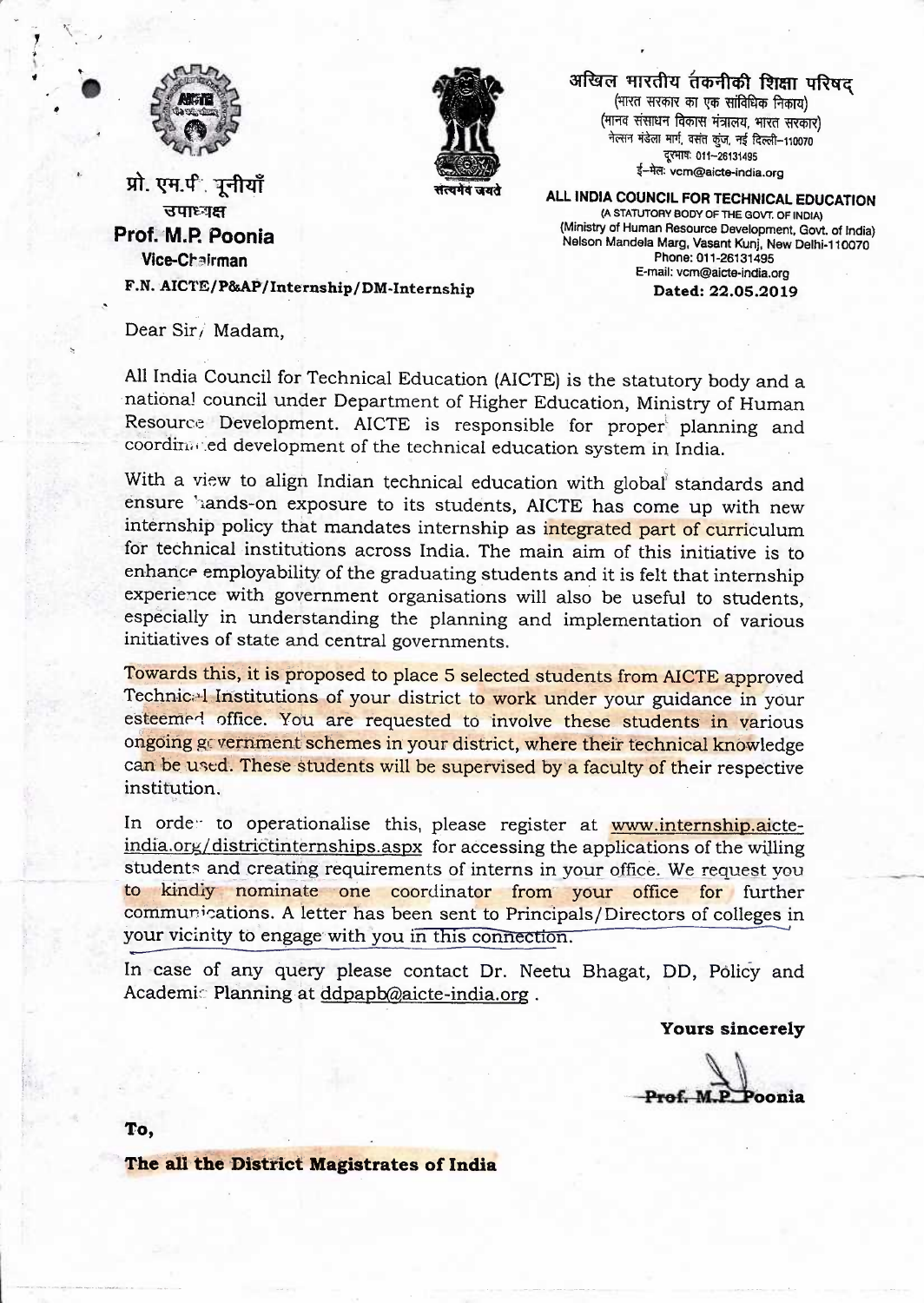प्रो. एम.पी. पूनीयाँ
उपाध्यक्ष
**Prof. M.P. Poonia**
**Vice-Chairman**

सत्यमेव जयते

अखिल भारतीय तकनीकी शिक्षा परिषद्
(भारत सरकार का एक सांविधिक निकाय)
(मानव संसाधन विकास मंत्रालय, भारत सरकार)
नेल्सन मंडेला मार्ग, वसंत कुंज, नई दिल्ली–110070
दूरभाष: 011–26131495
ई–मेल: vcm@aicte-india.org

**ALL INDIA COUNCIL FOR TECHNICAL EDUCATION**
(A STATUTORY BODY OF THE GOVT. OF INDIA)
(Ministry of Human Resource Development, Govt. of India)
Nelson Mandela Marg, Vasant Kunj, New Delhi-110070
Phone: 011-26131495
E-mail: vcm@aicte-india.org

**F.N. AICTE/P&AP/Internship/DM-Internship**

**Dated: 22.05.2019**

Dear Sir/ Madam,

All India Council for Technical Education (AICTE) is the statutory body and a national council under Department of Higher Education, Ministry of Human Resource Development. AICTE is responsible for proper planning and coordinated development of the technical education system in India.

With a view to align Indian technical education with global standards and ensure hands-on exposure to its students, AICTE has come up with new internship policy that mandates internship as integrated part of curriculum for technical institutions across India. The main aim of this initiative is to enhance employability of the graduating students and it is felt that internship experience with government organisations will also be useful to students, especially in understanding the planning and implementation of various initiatives of state and central governments.

Towards this, it is proposed to place 5 selected students from AICTE approved Technical Institutions of your district to work under your guidance in your esteemed office. You are requested to involve these students in various ongoing government schemes in your district, where their technical knowledge can be used. These students will be supervised by a faculty of their respective institution.

In order to operationalise this, please register at www.internship.aicte-india.org/districtinternships.aspx for accessing the applications of the willing students and creating requirements of interns in your office. We request you to kindly nominate one coordinator from your office for further communications. A letter has been sent to Principals/Directors of colleges in your vicinity to engage with you in this connection.

In case of any query please contact Dr. Neetu Bhagat, DD, Policy and Academic Planning at ddpapb@aicte-india.org .

**Yours sincerely**

**Prof. M.P. Poonia**

**To,**

**The all the District Magistrates of India**